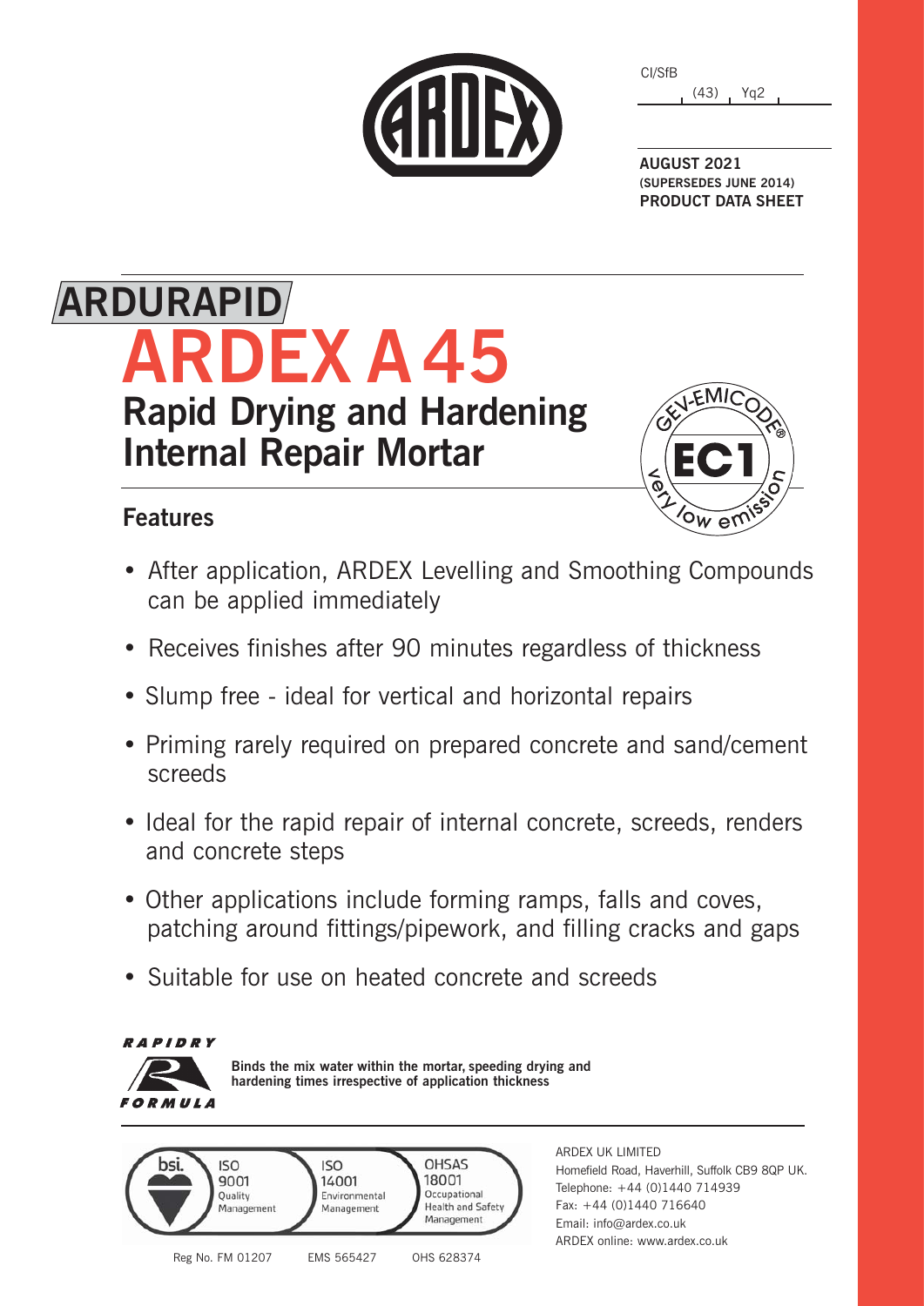CI/SfB (43) Yq2

**AUGUST 2021**
**(SUPERSEDES JUNE 2014)**
**PRODUCT DATA SHEET**

# ARDURAPID

# ARDEX A45

## Rapid Drying and Hardening Internal Repair Mortar

GEV-EMICODE® EC1 very low emission

### Features

- After application, ARDEX Levelling and Smoothing Compounds can be applied immediately
- Receives finishes after 90 minutes regardless of thickness
- Slump free - ideal for vertical and horizontal repairs
- Priming rarely required on prepared concrete and sand/cement screeds
- Ideal for the rapid repair of internal concrete, screeds, renders and concrete steps
- Other applications include forming ramps, falls and coves, patching around fittings/pipework, and filling cracks and gaps
- Suitable for use on heated concrete and screeds

RAPIDRY FORMULA

**Binds the mix water within the mortar, speeding drying and hardening times irrespective of application thickness**

bsi. ISO 9001 Quality Management — Reg No. FM 01207
ISO 14001 Environmental Management — EMS 565427
OHSAS 18001 Occupational Health and Safety Management — OHS 628374

ARDEX UK LIMITED
Homefield Road, Haverhill, Suffolk CB9 8QP UK.
Telephone: +44 (0)1440 714939
Fax: +44 (0)1440 716640
Email: info@ardex.co.uk
ARDEX online: www.ardex.co.uk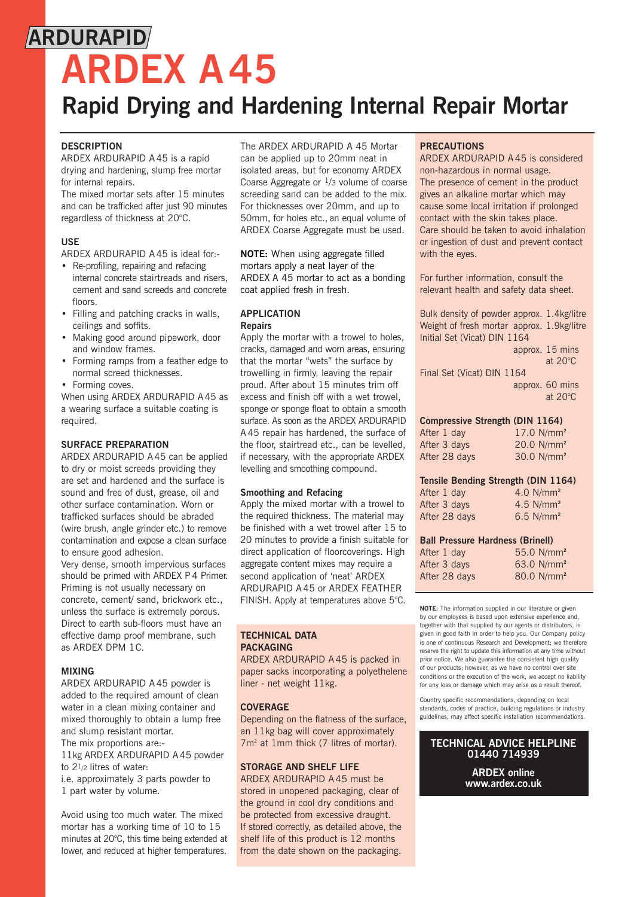**ARDURAPID**

# ARDEX A 45

## Rapid Drying and Hardening Internal Repair Mortar

### DESCRIPTION

ARDEX ARDURAPID A 45 is a rapid drying and hardening, slump free mortar for internal repairs.

The mixed mortar sets after 15 minutes and can be trafficked after just 90 minutes regardless of thickness at 20°C.

### USE

ARDEX ARDURAPID A 45 is ideal for:-

- Re-profiling, repairing and refacing internal concrete stairtreads and risers, cement and sand screeds and concrete floors.
- Filling and patching cracks in walls, ceilings and soffits.
- Making good around pipework, door and window frames.
- Forming ramps from a feather edge to normal screed thicknesses.
- Forming coves.

When using ARDEX ARDURAPID A 45 as a wearing surface a suitable coating is required.

### SURFACE PREPARATION

ARDEX ARDURAPID A 45 can be applied to dry or moist screeds providing they are set and hardened and the surface is sound and free of dust, grease, oil and other surface contamination. Worn or trafficked surfaces should be abraded (wire brush, angle grinder etc.) to remove contamination and expose a clean surface to ensure good adhesion.

Very dense, smooth impervious surfaces should be primed with ARDEX P 4 Primer. Priming is not usually necessary on concrete, cement/ sand, brickwork etc., unless the surface is extremely porous. Direct to earth sub-floors must have an effective damp proof membrane, such as ARDEX DPM 1C.

### MIXING

ARDEX ARDURAPID A 45 powder is added to the required amount of clean water in a clean mixing container and mixed thoroughly to obtain a lump free and slump resistant mortar.

The mix proportions are:-

11kg ARDEX ARDURAPID A 45 powder to 2½ litres of water:

i.e. approximately 3 parts powder to 1 part water by volume.

Avoid using too much water. The mixed mortar has a working time of 10 to 15 minutes at 20°C, this time being extended at lower, and reduced at higher temperatures.

The ARDEX ARDURAPID A 45 Mortar can be applied up to 20mm neat in isolated areas, but for economy ARDEX Coarse Aggregate or 1/3 volume of coarse screeding sand can be added to the mix. For thicknesses over 20mm, and up to 50mm, for holes etc., an equal volume of ARDEX Coarse Aggregate must be used.

**NOTE:** When using aggregate filled mortars apply a neat layer of the ARDEX A 45 mortar to act as a bonding coat applied fresh in fresh.

### APPLICATION

#### Repairs

Apply the mortar with a trowel to holes, cracks, damaged and worn areas, ensuring that the mortar "wets" the surface by trowelling in firmly, leaving the repair proud. After about 15 minutes trim off excess and finish off with a wet trowel, sponge or sponge float to obtain a smooth surface. As soon as the ARDEX ARDURAPID A 45 repair has hardened, the surface of the floor, stairtread etc., can be levelled, if necessary, with the appropriate ARDEX levelling and smoothing compound.

#### Smoothing and Refacing

Apply the mixed mortar with a trowel to the required thickness. The material may be finished with a wet trowel after 15 to 20 minutes to provide a finish suitable for direct application of floorcoverings. High aggregate content mixes may require a second application of 'neat' ARDEX ARDURAPID A 45 or ARDEX FEATHER FINISH. Apply at temperatures above 5°C.

### TECHNICAL DATA

### PACKAGING

ARDEX ARDURAPID A 45 is packed in paper sacks incorporating a polyethelene liner - net weight 11kg.

### COVERAGE

Depending on the flatness of the surface, an 11kg bag will cover approximately 7m² at 1mm thick (7 litres of mortar).

### STORAGE AND SHELF LIFE

ARDEX ARDURAPID A 45 must be stored in unopened packaging, clear of the ground in cool dry conditions and be protected from excessive draught. If stored correctly, as detailed above, the shelf life of this product is 12 months from the date shown on the packaging.

### PRECAUTIONS

ARDEX ARDURAPID A 45 is considered non-hazardous in normal usage. The presence of cement in the product gives an alkaline mortar which may cause some local irritation if prolonged contact with the skin takes place. Care should be taken to avoid inhalation or ingestion of dust and prevent contact with the eyes.

For further information, consult the relevant health and safety data sheet.

| | |
|---|---|
| Bulk density of powder | approx. 1.4kg/litre |
| Weight of fresh mortar | approx. 1.9kg/litre |
| Initial Set (Vicat) DIN 1164 | approx. 15 mins at 20°C |
| Final Set (Vicat) DIN 1164 | approx. 60 mins at 20°C |

**Compressive Strength (DIN 1164)**

| | |
|---|---|
| After 1 day | 17.0 N/mm² |
| After 3 days | 20.0 N/mm² |
| After 28 days | 30.0 N/mm² |

**Tensile Bending Strength (DIN 1164)**

| | |
|---|---|
| After 1 day | 4.0 N/mm² |
| After 3 days | 4.5 N/mm² |
| After 28 days | 6.5 N/mm² |

**Ball Pressure Hardness (Brinell)**

| | |
|---|---|
| After 1 day | 55.0 N/mm² |
| After 3 days | 63.0 N/mm² |
| After 28 days | 80.0 N/mm² |

**NOTE:** The information supplied in our literature or given by our employees is based upon extensive experience and, together with that supplied by our agents or distributors, is given in good faith in order to help you. Our Company policy is one of continuous Research and Development; we therefore reserve the right to update this information at any time without prior notice. We also guarantee the consistent high quality of our products; however, as we have no control over site conditions or the execution of the work, we accept no liability for any loss or damage which may arise as a result thereof.

Country specific recommendations, depending on local standards, codes of practice, building regulations or industry guidelines, may affect specific installation recommendations.

**TECHNICAL ADVICE HELPLINE**
**01440 714939**

**ARDEX online**
**www.ardex.co.uk**